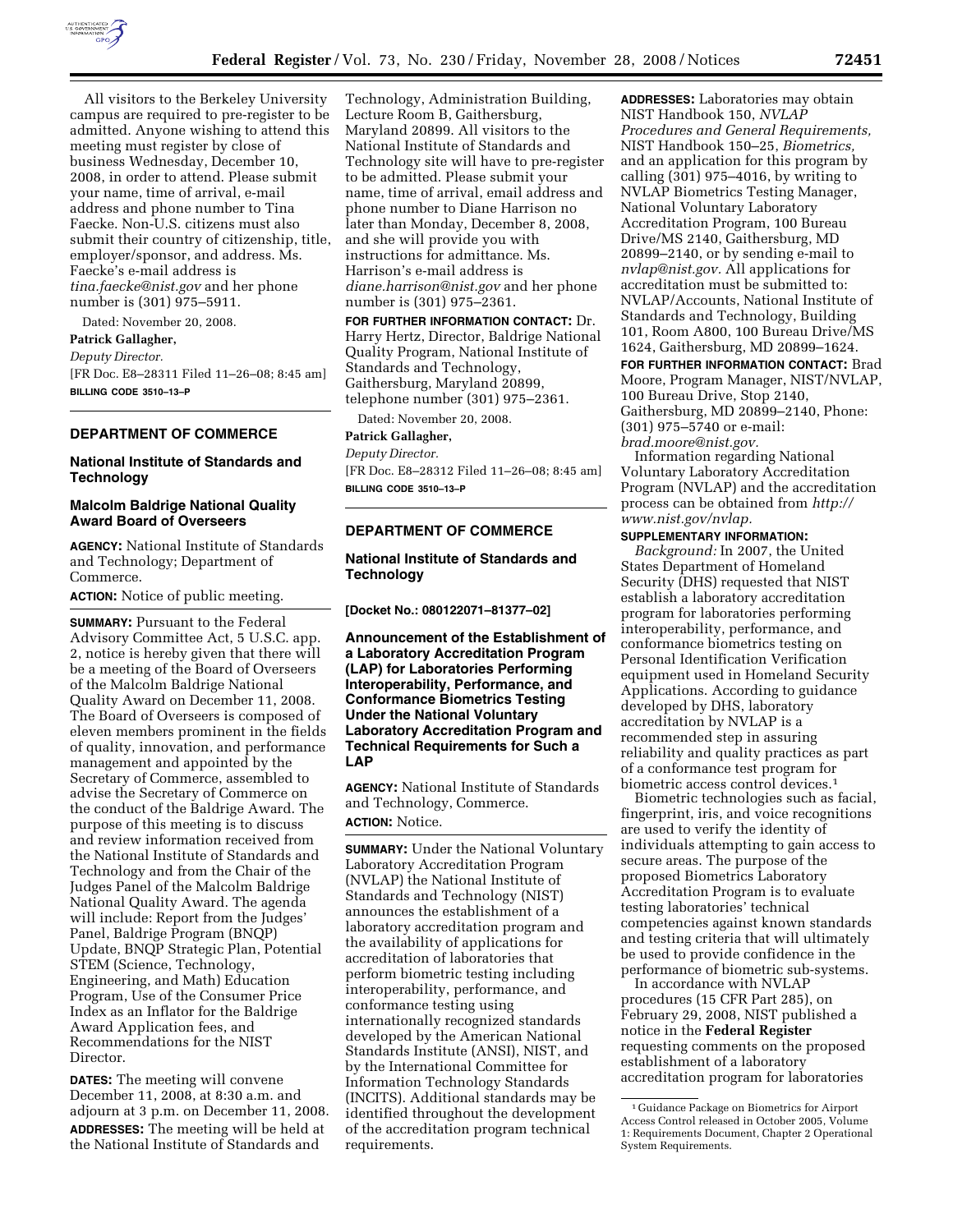All visitors to the Berkeley University campus are required to pre-register to be admitted. Anyone wishing to attend this meeting must register by close of business Wednesday, December 10, 2008, in order to attend. Please submit your name, time of arrival, e-mail address and phone number to Tina Faecke. Non-U.S. citizens must also submit their country of citizenship, title, employer/sponsor, and address. Ms. Faecke's e-mail address is *tina.faecke@nist.gov* and her phone number is (301) 975–5911.

Dated: November 20, 2008.

**Patrick Gallagher,**

*Deputy Director.*

[FR Doc. E8–28311 Filed 11–26–08; 8:45 am]

**BILLING CODE 3510–13–P**

---

## DEPARTMENT OF COMMERCE

### National Institute of Standards and Technology

### Malcolm Baldrige National Quality Award Board of Overseers

**AGENCY:** National Institute of Standards and Technology; Department of Commerce.

**ACTION:** Notice of public meeting.

**SUMMARY:** Pursuant to the Federal Advisory Committee Act, 5 U.S.C. app. 2, notice is hereby given that there will be a meeting of the Board of Overseers of the Malcolm Baldrige National Quality Award on December 11, 2008. The Board of Overseers is composed of eleven members prominent in the fields of quality, innovation, and performance management and appointed by the Secretary of Commerce, assembled to advise the Secretary of Commerce on the conduct of the Baldrige Award. The purpose of this meeting is to discuss and review information received from the National Institute of Standards and Technology and from the Chair of the Judges Panel of the Malcolm Baldrige National Quality Award. The agenda will include: Report from the Judges' Panel, Baldrige Program (BNQP) Update, BNQP Strategic Plan, Potential STEM (Science, Technology, Engineering, and Math) Education Program, Use of the Consumer Price Index as an Inflator for the Baldrige Award Application fees, and Recommendations for the NIST Director.

**DATES:** The meeting will convene December 11, 2008, at 8:30 a.m. and adjourn at 3 p.m. on December 11, 2008.

**ADDRESSES:** The meeting will be held at the National Institute of Standards and Technology, Administration Building, Lecture Room B, Gaithersburg, Maryland 20899. All visitors to the National Institute of Standards and Technology site will have to pre-register to be admitted. Please submit your name, time of arrival, email address and phone number to Diane Harrison no later than Monday, December 8, 2008, and she will provide you with instructions for admittance. Ms. Harrison's e-mail address is *diane.harrison@nist.gov* and her phone number is (301) 975–2361.

**FOR FURTHER INFORMATION CONTACT:** Dr. Harry Hertz, Director, Baldrige National Quality Program, National Institute of Standards and Technology, Gaithersburg, Maryland 20899, telephone number (301) 975–2361.

Dated: November 20, 2008.

**Patrick Gallagher,**

*Deputy Director.*

[FR Doc. E8–28312 Filed 11–26–08; 8:45 am]

**BILLING CODE 3510–13–P**

---

## DEPARTMENT OF COMMERCE

### National Institute of Standards and Technology

**[Docket No.: 080122071–81377–02]**

### Announcement of the Establishment of a Laboratory Accreditation Program (LAP) for Laboratories Performing Interoperability, Performance, and Conformance Biometrics Testing Under the National Voluntary Laboratory Accreditation Program and Technical Requirements for Such a LAP

**AGENCY:** National Institute of Standards and Technology, Commerce.

**ACTION:** Notice.

**SUMMARY:** Under the National Voluntary Laboratory Accreditation Program (NVLAP) the National Institute of Standards and Technology (NIST) announces the establishment of a laboratory accreditation program and the availability of applications for accreditation of laboratories that perform biometric testing including interoperability, performance, and conformance testing using internationally recognized standards developed by the American National Standards Institute (ANSI), NIST, and by the International Committee for Information Technology Standards (INCITS). Additional standards may be identified throughout the development of the accreditation program technical requirements.

**ADDRESSES:** Laboratories may obtain NIST Handbook 150, *NVLAP Procedures and General Requirements,* NIST Handbook 150–25, *Biometrics,* and an application for this program by calling (301) 975–4016, by writing to NVLAP Biometrics Testing Manager, National Voluntary Laboratory Accreditation Program, 100 Bureau Drive/MS 2140, Gaithersburg, MD 20899–2140, or by sending e-mail to *nvlap@nist.gov.* All applications for accreditation must be submitted to: NVLAP/Accounts, National Institute of Standards and Technology, Building 101, Room A800, 100 Bureau Drive/MS 1624, Gaithersburg, MD 20899–1624.

**FOR FURTHER INFORMATION CONTACT:** Brad Moore, Program Manager, NIST/NVLAP, 100 Bureau Drive, Stop 2140, Gaithersburg, MD 20899–2140, Phone: (301) 975–5740 or e-mail: *brad.moore@nist.gov.*

Information regarding National Voluntary Laboratory Accreditation Program (NVLAP) and the accreditation process can be obtained from *http://www.nist.gov/nvlap.*

**SUPPLEMENTARY INFORMATION:**

*Background:* In 2007, the United States Department of Homeland Security (DHS) requested that NIST establish a laboratory accreditation program for laboratories performing interoperability, performance, and conformance biometrics testing on Personal Identification Verification equipment used in Homeland Security Applications. According to guidance developed by DHS, laboratory accreditation by NVLAP is a recommended step in assuring reliability and quality practices as part of a conformance test program for biometric access control devices.[1]

Biometric technologies such as facial, fingerprint, iris, and voice recognitions are used to verify the identity of individuals attempting to gain access to secure areas. The purpose of the proposed Biometrics Laboratory Accreditation Program is to evaluate testing laboratories' technical competencies against known standards and testing criteria that will ultimately be used to provide confidence in the performance of biometric sub-systems.

In accordance with NVLAP procedures (15 CFR Part 285), on February 29, 2008, NIST published a notice in the **Federal Register** requesting comments on the proposed establishment of a laboratory accreditation program for laboratories

[1] Guidance Package on Biometrics for Airport Access Control released in October 2005, Volume 1: Requirements Document, Chapter 2 Operational System Requirements.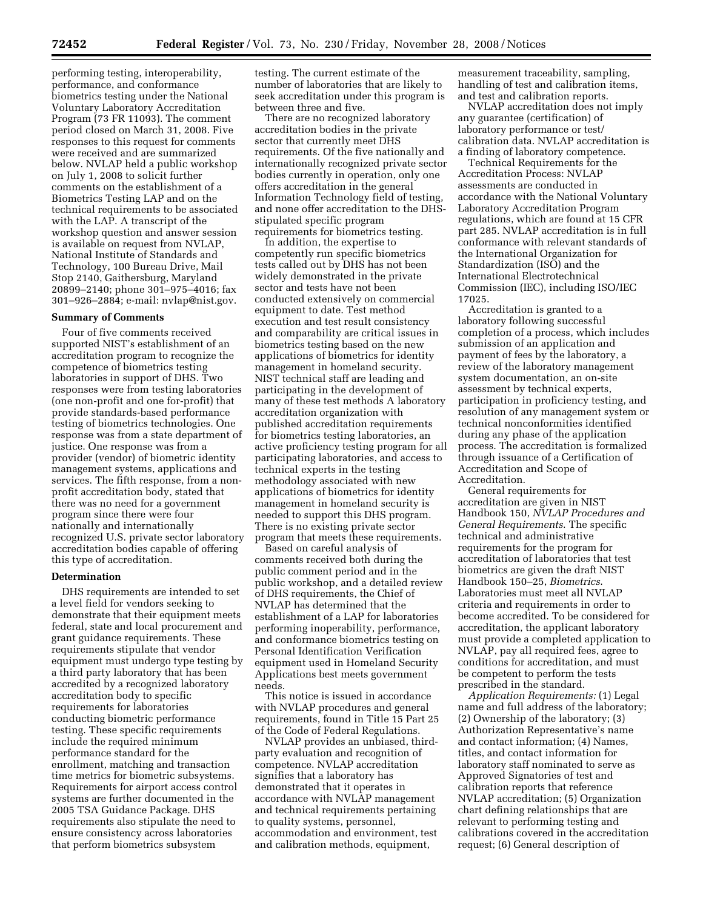performing testing, interoperability, performance, and conformance biometrics testing under the National Voluntary Laboratory Accreditation Program (73 FR 11093). The comment period closed on March 31, 2008. Five responses to this request for comments were received and are summarized below. NVLAP held a public workshop on July 1, 2008 to solicit further comments on the establishment of a Biometrics Testing LAP and on the technical requirements to be associated with the LAP. A transcript of the workshop question and answer session is available on request from NVLAP, National Institute of Standards and Technology, 100 Bureau Drive, Mail Stop 2140, Gaithersburg, Maryland 20899–2140; phone 301–975–4016; fax 301–926–2884; e-mail: nvlap@nist.gov.

**Summary of Comments**

Four of five comments received supported NIST's establishment of an accreditation program to recognize the competence of biometrics testing laboratories in support of DHS. Two responses were from testing laboratories (one non-profit and one for-profit) that provide standards-based performance testing of biometrics technologies. One response was from a state department of justice. One response was from a provider (vendor) of biometric identity management systems, applications and services. The fifth response, from a non-profit accreditation body, stated that there was no need for a government program since there were four nationally and internationally recognized U.S. private sector laboratory accreditation bodies capable of offering this type of accreditation.

**Determination**

DHS requirements are intended to set a level field for vendors seeking to demonstrate that their equipment meets federal, state and local procurement and grant guidance requirements. These requirements stipulate that vendor equipment must undergo type testing by a third party laboratory that has been accredited by a recognized laboratory accreditation body to specific requirements for laboratories conducting biometric performance testing. These specific requirements include the required minimum performance standard for the enrollment, matching and transaction time metrics for biometric subsystems. Requirements for airport access control systems are further documented in the 2005 TSA Guidance Package. DHS requirements also stipulate the need to ensure consistency across laboratories that perform biometrics subsystem testing. The current estimate of the number of laboratories that are likely to seek accreditation under this program is between three and five.

There are no recognized laboratory accreditation bodies in the private sector that currently meet DHS requirements. Of the five nationally and internationally recognized private sector bodies currently in operation, only one offers accreditation in the general Information Technology field of testing, and none offer accreditation to the DHS-stipulated specific program requirements for biometrics testing.

In addition, the expertise to competently run specific biometrics tests called out by DHS has not been widely demonstrated in the private sector and tests have not been conducted extensively on commercial equipment to date. Test method execution and test result consistency and comparability are critical issues in biometrics testing based on the new applications of biometrics for identity management in homeland security. NIST technical staff are leading and participating in the development of many of these test methods A laboratory accreditation organization with published accreditation requirements for biometrics testing laboratories, an active proficiency testing program for all participating laboratories, and access to technical experts in the testing methodology associated with new applications of biometrics for identity management in homeland security is needed to support this DHS program. There is no existing private sector program that meets these requirements.

Based on careful analysis of comments received both during the public comment period and in the public workshop, and a detailed review of DHS requirements, the Chief of NVLAP has determined that the establishment of a LAP for laboratories performing inoperability, performance, and conformance biometrics testing on Personal Identification Verification equipment used in Homeland Security Applications best meets government needs.

This notice is issued in accordance with NVLAP procedures and general requirements, found in Title 15 Part 25 of the Code of Federal Regulations.

NVLAP provides an unbiased, third-party evaluation and recognition of competence. NVLAP accreditation signifies that a laboratory has demonstrated that it operates in accordance with NVLAP management and technical requirements pertaining to quality systems, personnel, accommodation and environment, test and calibration methods, equipment, measurement traceability, sampling, handling of test and calibration items, and test and calibration reports.

NVLAP accreditation does not imply any guarantee (certification) of laboratory performance or test/calibration data. NVLAP accreditation is a finding of laboratory competence.

Technical Requirements for the Accreditation Process: NVLAP assessments are conducted in accordance with the National Voluntary Laboratory Accreditation Program regulations, which are found at 15 CFR part 285. NVLAP accreditation is in full conformance with relevant standards of the International Organization for Standardization (ISO) and the International Electrotechnical Commission (IEC), including ISO/IEC 17025.

Accreditation is granted to a laboratory following successful completion of a process, which includes submission of an application and payment of fees by the laboratory, a review of the laboratory management system documentation, an on-site assessment by technical experts, participation in proficiency testing, and resolution of any management system or technical nonconformities identified during any phase of the application process. The accreditation is formalized through issuance of a Certification of Accreditation and Scope of Accreditation.

General requirements for accreditation are given in NIST Handbook 150, *NVLAP Procedures and General Requirements*. The specific technical and administrative requirements for the program for accreditation of laboratories that test biometrics are given the draft NIST Handbook 150–25, *Biometrics*. Laboratories must meet all NVLAP criteria and requirements in order to become accredited. To be considered for accreditation, the applicant laboratory must provide a completed application to NVLAP, pay all required fees, agree to conditions for accreditation, and must be competent to perform the tests prescribed in the standard.

*Application Requirements:* (1) Legal name and full address of the laboratory; (2) Ownership of the laboratory; (3) Authorization Representative's name and contact information; (4) Names, titles, and contact information for laboratory staff nominated to serve as Approved Signatories of test and calibration reports that reference NVLAP accreditation; (5) Organization chart defining relationships that are relevant to performing testing and calibrations covered in the accreditation request; (6) General description of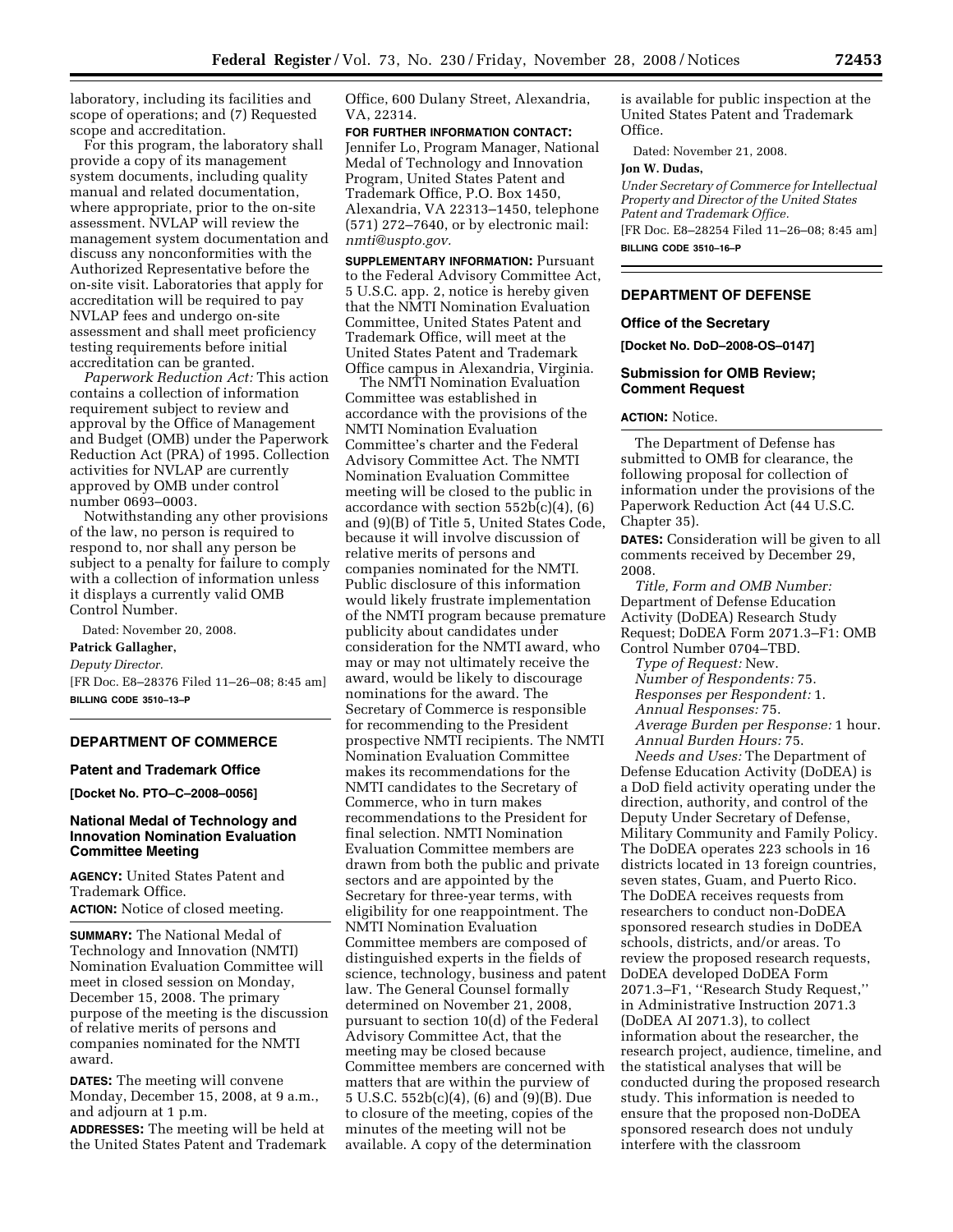laboratory, including its facilities and scope of operations; and (7) Requested scope and accreditation.

For this program, the laboratory shall provide a copy of its management system documents, including quality manual and related documentation, where appropriate, prior to the on-site assessment. NVLAP will review the management system documentation and discuss any nonconformities with the Authorized Representative before the on-site visit. Laboratories that apply for accreditation will be required to pay NVLAP fees and undergo on-site assessment and shall meet proficiency testing requirements before initial accreditation can be granted.

*Paperwork Reduction Act:* This action contains a collection of information requirement subject to review and approval by the Office of Management and Budget (OMB) under the Paperwork Reduction Act (PRA) of 1995. Collection activities for NVLAP are currently approved by OMB under control number 0693–0003.

Notwithstanding any other provisions of the law, no person is required to respond to, nor shall any person be subject to a penalty for failure to comply with a collection of information unless it displays a currently valid OMB Control Number.

Dated: November 20, 2008.

**Patrick Gallagher,**

*Deputy Director.*

[FR Doc. E8–28376 Filed 11–26–08; 8:45 am]

**BILLING CODE 3510–13–P**

## DEPARTMENT OF COMMERCE

### Patent and Trademark Office

**[Docket No. PTO–C–2008–0056]**

### National Medal of Technology and Innovation Nomination Evaluation Committee Meeting

**AGENCY:** United States Patent and Trademark Office.

**ACTION:** Notice of closed meeting.

**SUMMARY:** The National Medal of Technology and Innovation (NMTI) Nomination Evaluation Committee will meet in closed session on Monday, December 15, 2008. The primary purpose of the meeting is the discussion of relative merits of persons and companies nominated for the NMTI award.

**DATES:** The meeting will convene Monday, December 15, 2008, at 9 a.m., and adjourn at 1 p.m.

**ADDRESSES:** The meeting will be held at the United States Patent and Trademark Office, 600 Dulany Street, Alexandria, VA, 22314.

**FOR FURTHER INFORMATION CONTACT:** Jennifer Lo, Program Manager, National Medal of Technology and Innovation Program, United States Patent and Trademark Office, P.O. Box 1450, Alexandria, VA 22313–1450, telephone (571) 272–7640, or by electronic mail: *nmti@uspto.gov.*

**SUPPLEMENTARY INFORMATION:** Pursuant to the Federal Advisory Committee Act, 5 U.S.C. app. 2, notice is hereby given that the NMTI Nomination Evaluation Committee, United States Patent and Trademark Office, will meet at the United States Patent and Trademark Office campus in Alexandria, Virginia.

The NMTI Nomination Evaluation Committee was established in accordance with the provisions of the NMTI Nomination Evaluation Committee's charter and the Federal Advisory Committee Act. The NMTI Nomination Evaluation Committee meeting will be closed to the public in accordance with section 552b(c)(4), (6) and (9)(B) of Title 5, United States Code, because it will involve discussion of relative merits of persons and companies nominated for the NMTI. Public disclosure of this information would likely frustrate implementation of the NMTI program because premature publicity about candidates under consideration for the NMTI award, who may or may not ultimately receive the award, would be likely to discourage nominations for the award. The Secretary of Commerce is responsible for recommending to the President prospective NMTI recipients. The NMTI Nomination Evaluation Committee makes its recommendations for the NMTI candidates to the Secretary of Commerce, who in turn makes recommendations to the President for final selection. NMTI Nomination Evaluation Committee members are drawn from both the public and private sectors and are appointed by the Secretary for three-year terms, with eligibility for one reappointment. The NMTI Nomination Evaluation Committee members are composed of distinguished experts in the fields of science, technology, business and patent law. The General Counsel formally determined on November 21, 2008, pursuant to section 10(d) of the Federal Advisory Committee Act, that the meeting may be closed because Committee members are concerned with matters that are within the purview of 5 U.S.C. 552b(c)(4), (6) and (9)(B). Due to closure of the meeting, copies of the minutes of the meeting will not be available. A copy of the determination is available for public inspection at the United States Patent and Trademark Office.

Dated: November 21, 2008.

**Jon W. Dudas,**

*Under Secretary of Commerce for Intellectual Property and Director of the United States Patent and Trademark Office.*

[FR Doc. E8–28254 Filed 11–26–08; 8:45 am]

**BILLING CODE 3510–16–P**

## DEPARTMENT OF DEFENSE

### Office of the Secretary

**[Docket No. DoD–2008–OS–0147]**

### Submission for OMB Review; Comment Request

**ACTION:** Notice.

The Department of Defense has submitted to OMB for clearance, the following proposal for collection of information under the provisions of the Paperwork Reduction Act (44 U.S.C. Chapter 35).

**DATES:** Consideration will be given to all comments received by December 29, 2008.

*Title, Form and OMB Number:* Department of Defense Education Activity (DoDEA) Research Study Request; DoDEA Form 2071.3–F1: OMB Control Number 0704–TBD.

*Type of Request:* New.

*Number of Respondents:* 75.

*Responses per Respondent:* 1.

*Annual Responses:* 75.

*Average Burden per Response:* 1 hour.

*Annual Burden Hours:* 75.

*Needs and Uses:* The Department of Defense Education Activity (DoDEA) is a DoD field activity operating under the direction, authority, and control of the Deputy Under Secretary of Defense, Military Community and Family Policy. The DoDEA operates 223 schools in 16 districts located in 13 foreign countries, seven states, Guam, and Puerto Rico. The DoDEA receives requests from researchers to conduct non-DoDEA sponsored research studies in DoDEA schools, districts, and/or areas. To review the proposed research requests, DoDEA developed DoDEA Form 2071.3–F1, ''Research Study Request,'' in Administrative Instruction 2071.3 (DoDEA AI 2071.3), to collect information about the researcher, the research project, audience, timeline, and the statistical analyses that will be conducted during the proposed research study. This information is needed to ensure that the proposed non-DoDEA sponsored research does not unduly interfere with the classroom